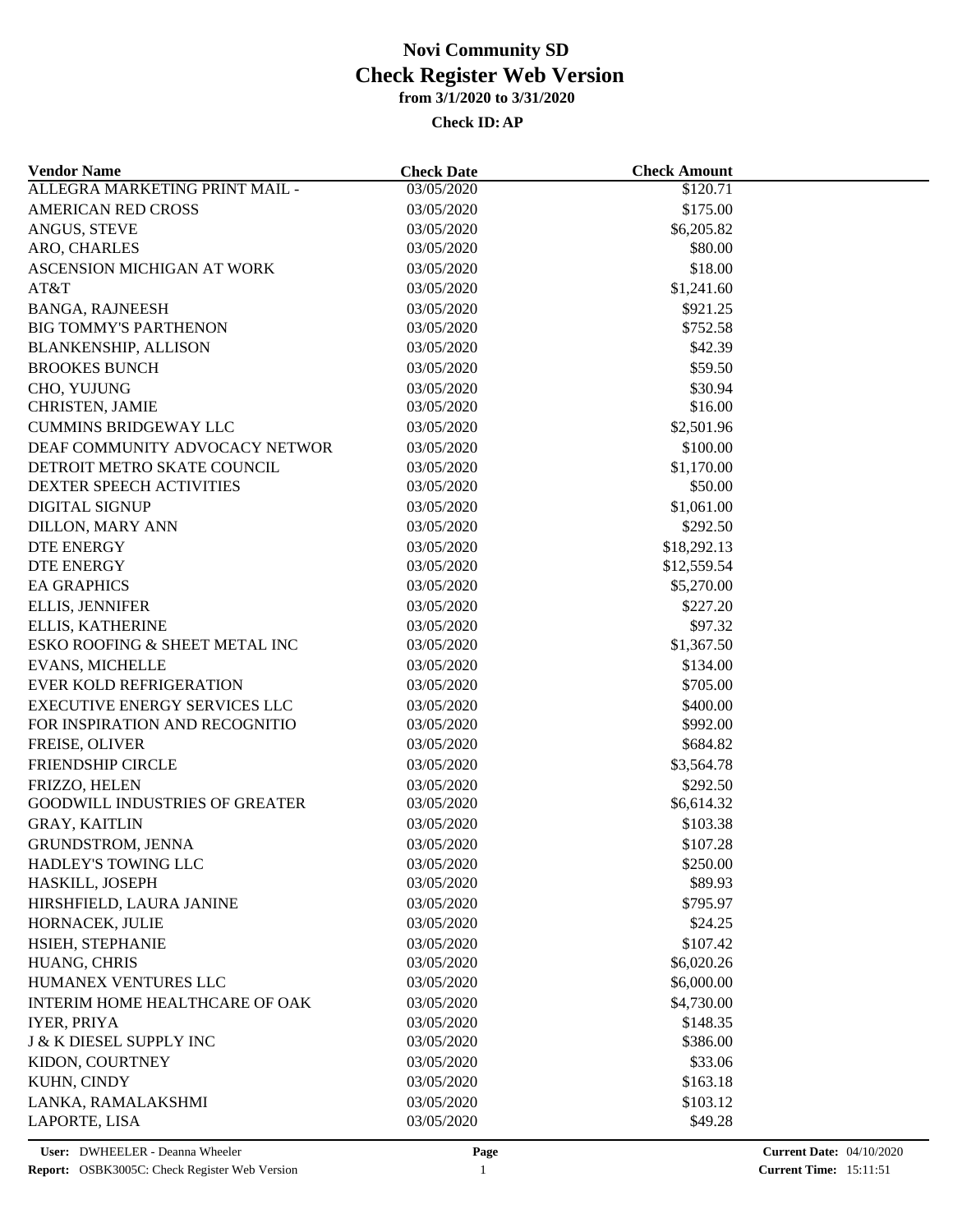# Novi Community SD

## Check Register Web Version

### from 3/1/2020 to 3/31/2020

**Check ID: AP**

| Vendor Name | Check Date | Check Amount |
|---|---|---|
| ALLEGRA MARKETING PRINT MAIL - | 03/05/2020 | $120.71 |
| AMERICAN RED CROSS | 03/05/2020 | $175.00 |
| ANGUS, STEVE | 03/05/2020 | $6,205.82 |
| ARO, CHARLES | 03/05/2020 | $80.00 |
| ASCENSION MICHIGAN AT WORK | 03/05/2020 | $18.00 |
| AT&T | 03/05/2020 | $1,241.60 |
| BANGA, RAJNEESH | 03/05/2020 | $921.25 |
| BIG TOMMY'S PARTHENON | 03/05/2020 | $752.58 |
| BLANKENSHIP, ALLISON | 03/05/2020 | $42.39 |
| BROOKES BUNCH | 03/05/2020 | $59.50 |
| CHO, YUJUNG | 03/05/2020 | $30.94 |
| CHRISTEN, JAMIE | 03/05/2020 | $16.00 |
| CUMMINS BRIDGEWAY LLC | 03/05/2020 | $2,501.96 |
| DEAF COMMUNITY ADVOCACY NETWOR | 03/05/2020 | $100.00 |
| DETROIT METRO SKATE COUNCIL | 03/05/2020 | $1,170.00 |
| DEXTER SPEECH ACTIVITIES | 03/05/2020 | $50.00 |
| DIGITAL SIGNUP | 03/05/2020 | $1,061.00 |
| DILLON, MARY ANN | 03/05/2020 | $292.50 |
| DTE ENERGY | 03/05/2020 | $18,292.13 |
| DTE ENERGY | 03/05/2020 | $12,559.54 |
| EA GRAPHICS | 03/05/2020 | $5,270.00 |
| ELLIS, JENNIFER | 03/05/2020 | $227.20 |
| ELLIS, KATHERINE | 03/05/2020 | $97.32 |
| ESKO ROOFING & SHEET METAL INC | 03/05/2020 | $1,367.50 |
| EVANS, MICHELLE | 03/05/2020 | $134.00 |
| EVER KOLD REFRIGERATION | 03/05/2020 | $705.00 |
| EXECUTIVE ENERGY SERVICES LLC | 03/05/2020 | $400.00 |
| FOR INSPIRATION AND RECOGNITIO | 03/05/2020 | $992.00 |
| FREISE, OLIVER | 03/05/2020 | $684.82 |
| FRIENDSHIP CIRCLE | 03/05/2020 | $3,564.78 |
| FRIZZO, HELEN | 03/05/2020 | $292.50 |
| GOODWILL INDUSTRIES OF GREATER | 03/05/2020 | $6,614.32 |
| GRAY, KAITLIN | 03/05/2020 | $103.38 |
| GRUNDSTROM, JENNA | 03/05/2020 | $107.28 |
| HADLEY'S TOWING LLC | 03/05/2020 | $250.00 |
| HASKILL, JOSEPH | 03/05/2020 | $89.93 |
| HIRSHFIELD, LAURA JANINE | 03/05/2020 | $795.97 |
| HORNACEK, JULIE | 03/05/2020 | $24.25 |
| HSIEH, STEPHANIE | 03/05/2020 | $107.42 |
| HUANG, CHRIS | 03/05/2020 | $6,020.26 |
| HUMANEX VENTURES LLC | 03/05/2020 | $6,000.00 |
| INTERIM HOME HEALTHCARE OF OAK | 03/05/2020 | $4,730.00 |
| IYER, PRIYA | 03/05/2020 | $148.35 |
| J & K DIESEL SUPPLY INC | 03/05/2020 | $386.00 |
| KIDON, COURTNEY | 03/05/2020 | $33.06 |
| KUHN, CINDY | 03/05/2020 | $163.18 |
| LANKA, RAMALAKSHMI | 03/05/2020 | $103.12 |
| LAPORTE, LISA | 03/05/2020 | $49.28 |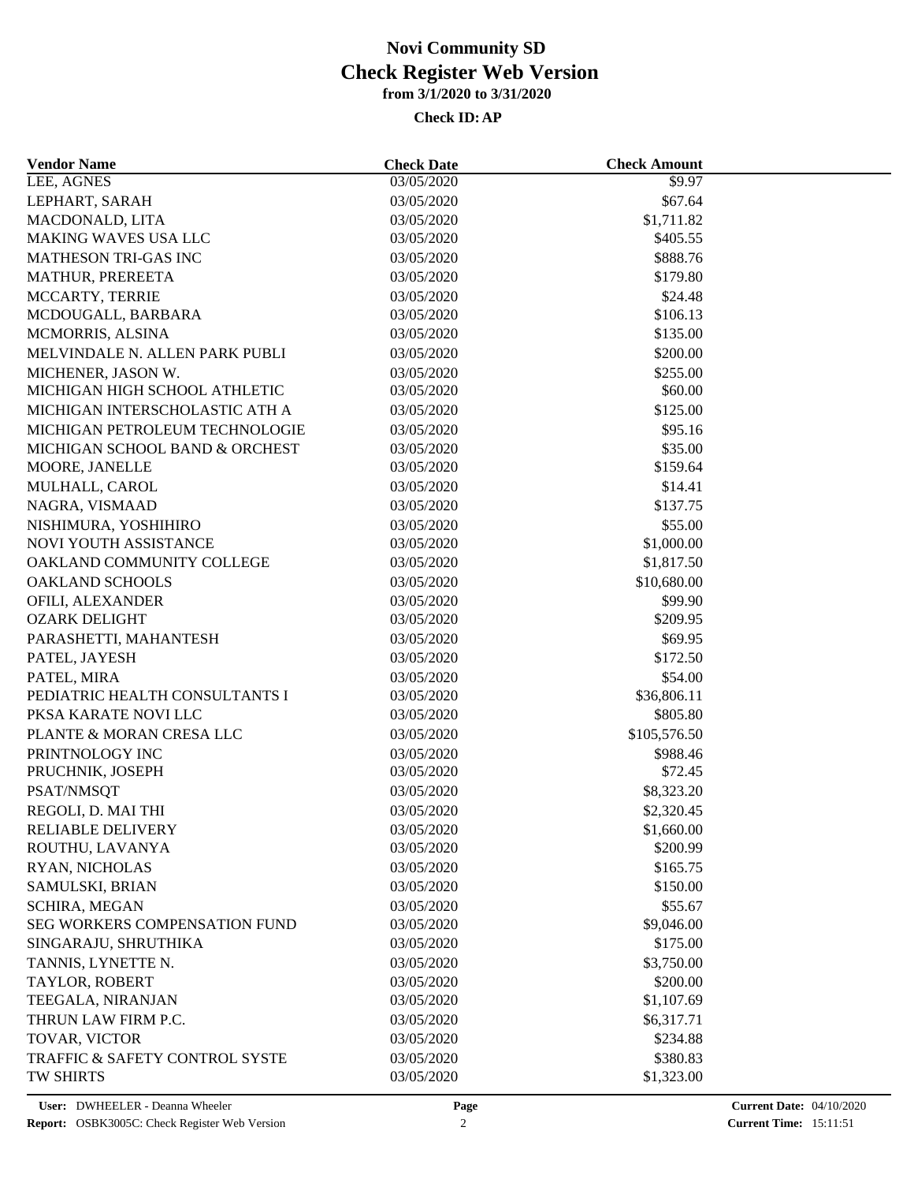# Novi Community SD
## Check Register Web Version
### from 3/1/2020 to 3/31/2020

**Check ID: AP**

| Vendor Name | Check Date | Check Amount |
|---|---|---|
| LEE, AGNES | 03/05/2020 | $9.97 |
| LEPHART, SARAH | 03/05/2020 | $67.64 |
| MACDONALD, LITA | 03/05/2020 | $1,711.82 |
| MAKING WAVES USA LLC | 03/05/2020 | $405.55 |
| MATHESON TRI-GAS INC | 03/05/2020 | $888.76 |
| MATHUR, PREREETA | 03/05/2020 | $179.80 |
| MCCARTY, TERRIE | 03/05/2020 | $24.48 |
| MCDOUGALL, BARBARA | 03/05/2020 | $106.13 |
| MCMORRIS, ALSINA | 03/05/2020 | $135.00 |
| MELVINDALE N. ALLEN PARK PUBLI | 03/05/2020 | $200.00 |
| MICHENER, JASON W. | 03/05/2020 | $255.00 |
| MICHIGAN HIGH SCHOOL ATHLETIC | 03/05/2020 | $60.00 |
| MICHIGAN INTERSCHOLASTIC ATH A | 03/05/2020 | $125.00 |
| MICHIGAN PETROLEUM TECHNOLOGIE | 03/05/2020 | $95.16 |
| MICHIGAN SCHOOL BAND & ORCHEST | 03/05/2020 | $35.00 |
| MOORE, JANELLE | 03/05/2020 | $159.64 |
| MULHALL, CAROL | 03/05/2020 | $14.41 |
| NAGRA, VISMAAD | 03/05/2020 | $137.75 |
| NISHIMURA, YOSHIHIRO | 03/05/2020 | $55.00 |
| NOVI YOUTH ASSISTANCE | 03/05/2020 | $1,000.00 |
| OAKLAND COMMUNITY COLLEGE | 03/05/2020 | $1,817.50 |
| OAKLAND SCHOOLS | 03/05/2020 | $10,680.00 |
| OFILI, ALEXANDER | 03/05/2020 | $99.90 |
| OZARK DELIGHT | 03/05/2020 | $209.95 |
| PARASHETTI, MAHANTESH | 03/05/2020 | $69.95 |
| PATEL, JAYESH | 03/05/2020 | $172.50 |
| PATEL, MIRA | 03/05/2020 | $54.00 |
| PEDIATRIC HEALTH CONSULTANTS I | 03/05/2020 | $36,806.11 |
| PKSA KARATE NOVI LLC | 03/05/2020 | $805.80 |
| PLANTE & MORAN CRESA LLC | 03/05/2020 | $105,576.50 |
| PRINTNOLOGY INC | 03/05/2020 | $988.46 |
| PRUCHNIK, JOSEPH | 03/05/2020 | $72.45 |
| PSAT/NMSQT | 03/05/2020 | $8,323.20 |
| REGOLI, D. MAI THI | 03/05/2020 | $2,320.45 |
| RELIABLE DELIVERY | 03/05/2020 | $1,660.00 |
| ROUTHU, LAVANYA | 03/05/2020 | $200.99 |
| RYAN, NICHOLAS | 03/05/2020 | $165.75 |
| SAMULSKI, BRIAN | 03/05/2020 | $150.00 |
| SCHIRA, MEGAN | 03/05/2020 | $55.67 |
| SEG WORKERS COMPENSATION FUND | 03/05/2020 | $9,046.00 |
| SINGARAJU, SHRUTHIKA | 03/05/2020 | $175.00 |
| TANNIS, LYNETTE N. | 03/05/2020 | $3,750.00 |
| TAYLOR, ROBERT | 03/05/2020 | $200.00 |
| TEEGALA, NIRANJAN | 03/05/2020 | $1,107.69 |
| THRUN LAW FIRM P.C. | 03/05/2020 | $6,317.71 |
| TOVAR, VICTOR | 03/05/2020 | $234.88 |
| TRAFFIC & SAFETY CONTROL SYSTE | 03/05/2020 | $380.83 |
| TW SHIRTS | 03/05/2020 | $1,323.00 |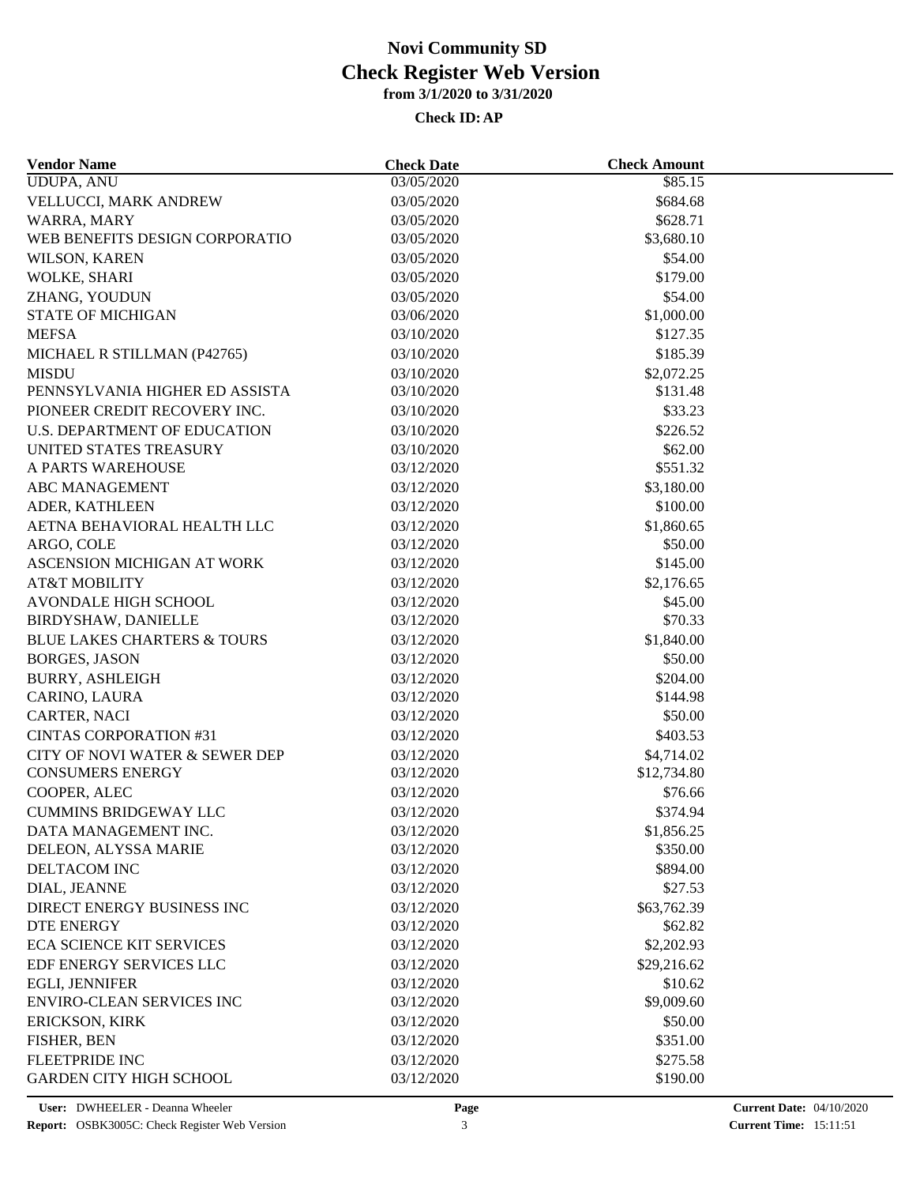# Novi Community SD
## Check Register Web Version
### from 3/1/2020 to 3/31/2020

**Check ID: AP**

| Vendor Name | Check Date | Check Amount |
|---|---|---|
| UDUPA, ANU | 03/05/2020 | $85.15 |
| VELLUCCI, MARK ANDREW | 03/05/2020 | $684.68 |
| WARRA, MARY | 03/05/2020 | $628.71 |
| WEB BENEFITS DESIGN CORPORATIO | 03/05/2020 | $3,680.10 |
| WILSON, KAREN | 03/05/2020 | $54.00 |
| WOLKE, SHARI | 03/05/2020 | $179.00 |
| ZHANG, YOUDUN | 03/05/2020 | $54.00 |
| STATE OF MICHIGAN | 03/06/2020 | $1,000.00 |
| MEFSA | 03/10/2020 | $127.35 |
| MICHAEL R STILLMAN (P42765) | 03/10/2020 | $185.39 |
| MISDU | 03/10/2020 | $2,072.25 |
| PENNSYLVANIA HIGHER ED ASSISTA | 03/10/2020 | $131.48 |
| PIONEER CREDIT RECOVERY INC. | 03/10/2020 | $33.23 |
| U.S. DEPARTMENT OF EDUCATION | 03/10/2020 | $226.52 |
| UNITED STATES TREASURY | 03/10/2020 | $62.00 |
| A PARTS WAREHOUSE | 03/12/2020 | $551.32 |
| ABC MANAGEMENT | 03/12/2020 | $3,180.00 |
| ADER, KATHLEEN | 03/12/2020 | $100.00 |
| AETNA BEHAVIORAL HEALTH LLC | 03/12/2020 | $1,860.65 |
| ARGO, COLE | 03/12/2020 | $50.00 |
| ASCENSION MICHIGAN AT WORK | 03/12/2020 | $145.00 |
| AT&T MOBILITY | 03/12/2020 | $2,176.65 |
| AVONDALE HIGH SCHOOL | 03/12/2020 | $45.00 |
| BIRDYSHAW, DANIELLE | 03/12/2020 | $70.33 |
| BLUE LAKES CHARTERS & TOURS | 03/12/2020 | $1,840.00 |
| BORGES, JASON | 03/12/2020 | $50.00 |
| BURRY, ASHLEIGH | 03/12/2020 | $204.00 |
| CARINO, LAURA | 03/12/2020 | $144.98 |
| CARTER, NACI | 03/12/2020 | $50.00 |
| CINTAS CORPORATION #31 | 03/12/2020 | $403.53 |
| CITY OF NOVI WATER & SEWER DEP | 03/12/2020 | $4,714.02 |
| CONSUMERS ENERGY | 03/12/2020 | $12,734.80 |
| COOPER, ALEC | 03/12/2020 | $76.66 |
| CUMMINS BRIDGEWAY LLC | 03/12/2020 | $374.94 |
| DATA MANAGEMENT INC. | 03/12/2020 | $1,856.25 |
| DELEON, ALYSSA MARIE | 03/12/2020 | $350.00 |
| DELTACOM INC | 03/12/2020 | $894.00 |
| DIAL, JEANNE | 03/12/2020 | $27.53 |
| DIRECT ENERGY BUSINESS INC | 03/12/2020 | $63,762.39 |
| DTE ENERGY | 03/12/2020 | $62.82 |
| ECA SCIENCE KIT SERVICES | 03/12/2020 | $2,202.93 |
| EDF ENERGY SERVICES LLC | 03/12/2020 | $29,216.62 |
| EGLI, JENNIFER | 03/12/2020 | $10.62 |
| ENVIRO-CLEAN SERVICES INC | 03/12/2020 | $9,009.60 |
| ERICKSON, KIRK | 03/12/2020 | $50.00 |
| FISHER, BEN | 03/12/2020 | $351.00 |
| FLEETPRIDE INC | 03/12/2020 | $275.58 |
| GARDEN CITY HIGH SCHOOL | 03/12/2020 | $190.00 |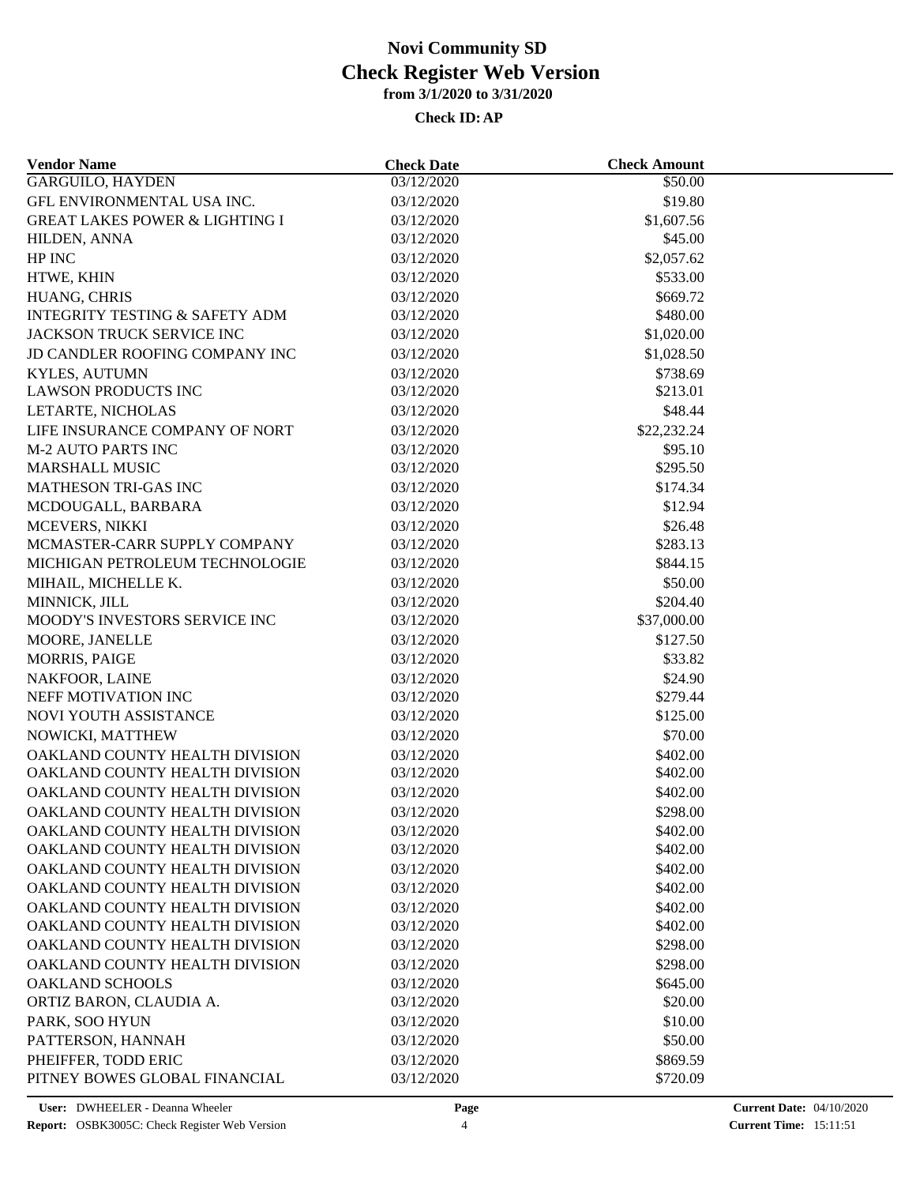# Novi Community SD
## Check Register Web Version
### from 3/1/2020 to 3/31/2020

**Check ID: AP**

| Vendor Name | Check Date | Check Amount |
|---|---|---|
| GARGUILO, HAYDEN | 03/12/2020 | $50.00 |
| GFL ENVIRONMENTAL USA INC. | 03/12/2020 | $19.80 |
| GREAT LAKES POWER & LIGHTING I | 03/12/2020 | $1,607.56 |
| HILDEN, ANNA | 03/12/2020 | $45.00 |
| HP INC | 03/12/2020 | $2,057.62 |
| HTWE, KHIN | 03/12/2020 | $533.00 |
| HUANG, CHRIS | 03/12/2020 | $669.72 |
| INTEGRITY TESTING & SAFETY ADM | 03/12/2020 | $480.00 |
| JACKSON TRUCK SERVICE INC | 03/12/2020 | $1,020.00 |
| JD CANDLER ROOFING COMPANY INC | 03/12/2020 | $1,028.50 |
| KYLES, AUTUMN | 03/12/2020 | $738.69 |
| LAWSON PRODUCTS INC | 03/12/2020 | $213.01 |
| LETARTE, NICHOLAS | 03/12/2020 | $48.44 |
| LIFE INSURANCE COMPANY OF NORT | 03/12/2020 | $22,232.24 |
| M-2 AUTO PARTS INC | 03/12/2020 | $95.10 |
| MARSHALL MUSIC | 03/12/2020 | $295.50 |
| MATHESON TRI-GAS INC | 03/12/2020 | $174.34 |
| MCDOUGALL, BARBARA | 03/12/2020 | $12.94 |
| MCEVERS, NIKKI | 03/12/2020 | $26.48 |
| MCMASTER-CARR SUPPLY COMPANY | 03/12/2020 | $283.13 |
| MICHIGAN PETROLEUM TECHNOLOGIE | 03/12/2020 | $844.15 |
| MIHAIL, MICHELLE K. | 03/12/2020 | $50.00 |
| MINNICK, JILL | 03/12/2020 | $204.40 |
| MOODY'S INVESTORS SERVICE INC | 03/12/2020 | $37,000.00 |
| MOORE, JANELLE | 03/12/2020 | $127.50 |
| MORRIS, PAIGE | 03/12/2020 | $33.82 |
| NAKFOOR, LAINE | 03/12/2020 | $24.90 |
| NEFF MOTIVATION INC | 03/12/2020 | $279.44 |
| NOVI YOUTH ASSISTANCE | 03/12/2020 | $125.00 |
| NOWICKI, MATTHEW | 03/12/2020 | $70.00 |
| OAKLAND COUNTY HEALTH DIVISION | 03/12/2020 | $402.00 |
| OAKLAND COUNTY HEALTH DIVISION | 03/12/2020 | $402.00 |
| OAKLAND COUNTY HEALTH DIVISION | 03/12/2020 | $402.00 |
| OAKLAND COUNTY HEALTH DIVISION | 03/12/2020 | $298.00 |
| OAKLAND COUNTY HEALTH DIVISION | 03/12/2020 | $402.00 |
| OAKLAND COUNTY HEALTH DIVISION | 03/12/2020 | $402.00 |
| OAKLAND COUNTY HEALTH DIVISION | 03/12/2020 | $402.00 |
| OAKLAND COUNTY HEALTH DIVISION | 03/12/2020 | $402.00 |
| OAKLAND COUNTY HEALTH DIVISION | 03/12/2020 | $402.00 |
| OAKLAND COUNTY HEALTH DIVISION | 03/12/2020 | $402.00 |
| OAKLAND COUNTY HEALTH DIVISION | 03/12/2020 | $298.00 |
| OAKLAND COUNTY HEALTH DIVISION | 03/12/2020 | $298.00 |
| OAKLAND SCHOOLS | 03/12/2020 | $645.00 |
| ORTIZ BARON, CLAUDIA A. | 03/12/2020 | $20.00 |
| PARK, SOO HYUN | 03/12/2020 | $10.00 |
| PATTERSON, HANNAH | 03/12/2020 | $50.00 |
| PHEIFFER, TODD ERIC | 03/12/2020 | $869.59 |
| PITNEY BOWES GLOBAL FINANCIAL | 03/12/2020 | $720.09 |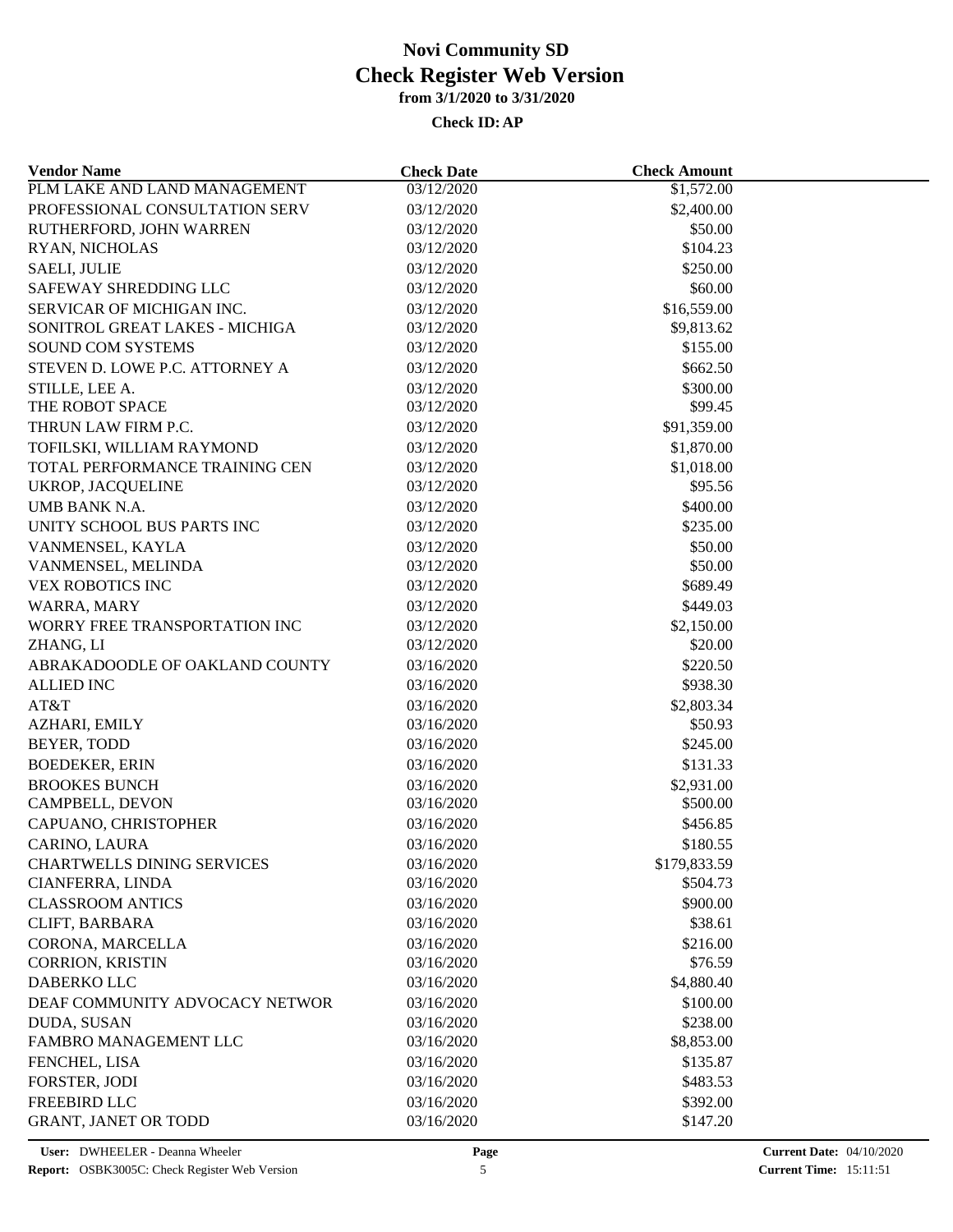# Novi Community SD
# Check Register Web Version
### from 3/1/2020 to 3/31/2020
#### Check ID: AP

| Vendor Name | Check Date | Check Amount |
|---|---|---|
| PLM LAKE AND LAND MANAGEMENT | 03/12/2020 | $1,572.00 |
| PROFESSIONAL CONSULTATION SERV | 03/12/2020 | $2,400.00 |
| RUTHERFORD, JOHN WARREN | 03/12/2020 | $50.00 |
| RYAN, NICHOLAS | 03/12/2020 | $104.23 |
| SAELI, JULIE | 03/12/2020 | $250.00 |
| SAFEWAY SHREDDING LLC | 03/12/2020 | $60.00 |
| SERVICAR OF MICHIGAN INC. | 03/12/2020 | $16,559.00 |
| SONITROL GREAT LAKES - MICHIGA | 03/12/2020 | $9,813.62 |
| SOUND COM SYSTEMS | 03/12/2020 | $155.00 |
| STEVEN D. LOWE P.C. ATTORNEY A | 03/12/2020 | $662.50 |
| STILLE, LEE A. | 03/12/2020 | $300.00 |
| THE ROBOT SPACE | 03/12/2020 | $99.45 |
| THRUN LAW FIRM P.C. | 03/12/2020 | $91,359.00 |
| TOFILSKI, WILLIAM RAYMOND | 03/12/2020 | $1,870.00 |
| TOTAL PERFORMANCE TRAINING CEN | 03/12/2020 | $1,018.00 |
| UKROP, JACQUELINE | 03/12/2020 | $95.56 |
| UMB BANK N.A. | 03/12/2020 | $400.00 |
| UNITY SCHOOL BUS PARTS INC | 03/12/2020 | $235.00 |
| VANMENSEL, KAYLA | 03/12/2020 | $50.00 |
| VANMENSEL, MELINDA | 03/12/2020 | $50.00 |
| VEX ROBOTICS INC | 03/12/2020 | $689.49 |
| WARRA, MARY | 03/12/2020 | $449.03 |
| WORRY FREE TRANSPORTATION INC | 03/12/2020 | $2,150.00 |
| ZHANG, LI | 03/12/2020 | $20.00 |
| ABRAKADOODLE OF OAKLAND COUNTY | 03/16/2020 | $220.50 |
| ALLIED INC | 03/16/2020 | $938.30 |
| AT&T | 03/16/2020 | $2,803.34 |
| AZHARI, EMILY | 03/16/2020 | $50.93 |
| BEYER, TODD | 03/16/2020 | $245.00 |
| BOEDEKER, ERIN | 03/16/2020 | $131.33 |
| BROOKES BUNCH | 03/16/2020 | $2,931.00 |
| CAMPBELL, DEVON | 03/16/2020 | $500.00 |
| CAPUANO, CHRISTOPHER | 03/16/2020 | $456.85 |
| CARINO, LAURA | 03/16/2020 | $180.55 |
| CHARTWELLS DINING SERVICES | 03/16/2020 | $179,833.59 |
| CIANFERRA, LINDA | 03/16/2020 | $504.73 |
| CLASSROOM ANTICS | 03/16/2020 | $900.00 |
| CLIFT, BARBARA | 03/16/2020 | $38.61 |
| CORONA, MARCELLA | 03/16/2020 | $216.00 |
| CORRION, KRISTIN | 03/16/2020 | $76.59 |
| DABERKO LLC | 03/16/2020 | $4,880.40 |
| DEAF COMMUNITY ADVOCACY NETWOR | 03/16/2020 | $100.00 |
| DUDA, SUSAN | 03/16/2020 | $238.00 |
| FAMBRO MANAGEMENT LLC | 03/16/2020 | $8,853.00 |
| FENCHEL, LISA | 03/16/2020 | $135.87 |
| FORSTER, JODI | 03/16/2020 | $483.53 |
| FREEBIRD LLC | 03/16/2020 | $392.00 |
| GRANT, JANET OR TODD | 03/16/2020 | $147.20 |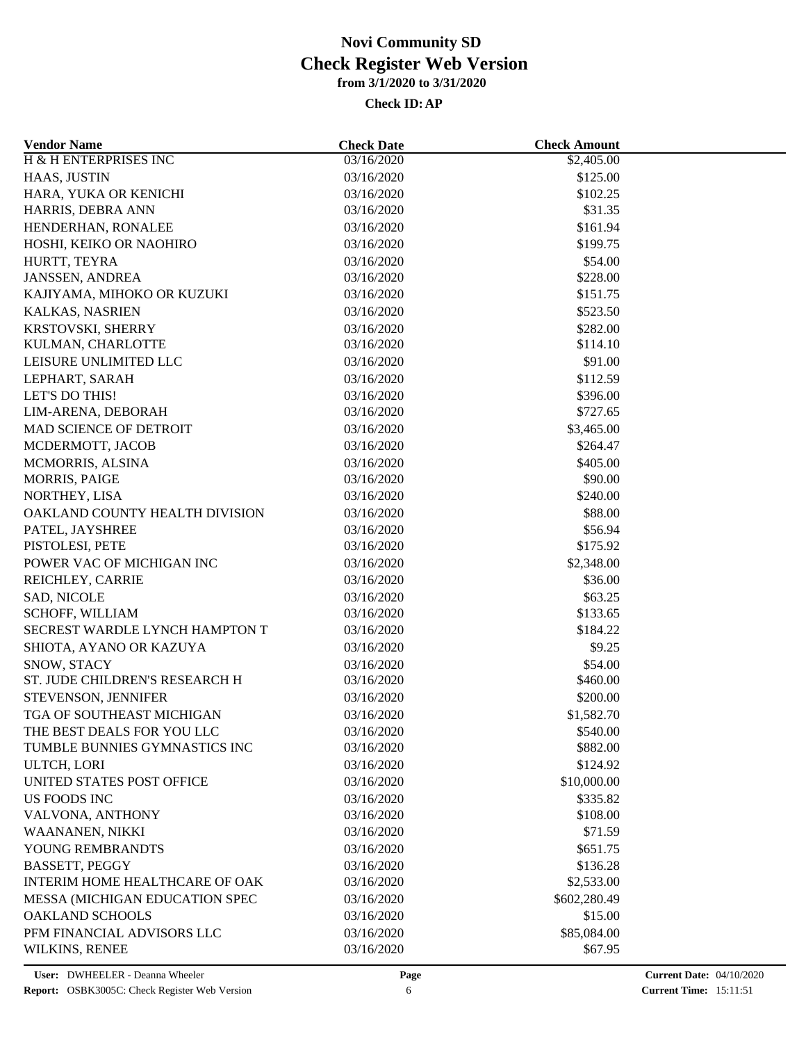# Novi Community SD

## Check Register Web Version

**from 3/1/2020 to 3/31/2020**

**Check ID: AP**

| Vendor Name | Check Date | Check Amount |
|---|---|---|
| H & H ENTERPRISES INC | 03/16/2020 | $2,405.00 |
| HAAS, JUSTIN | 03/16/2020 | $125.00 |
| HARA, YUKA OR KENICHI | 03/16/2020 | $102.25 |
| HARRIS, DEBRA ANN | 03/16/2020 | $31.35 |
| HENDERHAN, RONALEE | 03/16/2020 | $161.94 |
| HOSHI, KEIKO OR NAOHIRO | 03/16/2020 | $199.75 |
| HURTT, TEYRA | 03/16/2020 | $54.00 |
| JANSSEN, ANDREA | 03/16/2020 | $228.00 |
| KAJIYAMA, MIHOKO OR KUZUKI | 03/16/2020 | $151.75 |
| KALKAS, NASRIEN | 03/16/2020 | $523.50 |
| KRSTOVSKI, SHERRY | 03/16/2020 | $282.00 |
| KULMAN, CHARLOTTE | 03/16/2020 | $114.10 |
| LEISURE UNLIMITED LLC | 03/16/2020 | $91.00 |
| LEPHART, SARAH | 03/16/2020 | $112.59 |
| LET'S DO THIS! | 03/16/2020 | $396.00 |
| LIM-ARENA, DEBORAH | 03/16/2020 | $727.65 |
| MAD SCIENCE OF DETROIT | 03/16/2020 | $3,465.00 |
| MCDERMOTT, JACOB | 03/16/2020 | $264.47 |
| MCMORRIS, ALSINA | 03/16/2020 | $405.00 |
| MORRIS, PAIGE | 03/16/2020 | $90.00 |
| NORTHEY, LISA | 03/16/2020 | $240.00 |
| OAKLAND COUNTY HEALTH DIVISION | 03/16/2020 | $88.00 |
| PATEL, JAYSHREE | 03/16/2020 | $56.94 |
| PISTOLESI, PETE | 03/16/2020 | $175.92 |
| POWER VAC OF MICHIGAN INC | 03/16/2020 | $2,348.00 |
| REICHLEY, CARRIE | 03/16/2020 | $36.00 |
| SAD, NICOLE | 03/16/2020 | $63.25 |
| SCHOFF, WILLIAM | 03/16/2020 | $133.65 |
| SECREST WARDLE LYNCH HAMPTON T | 03/16/2020 | $184.22 |
| SHIOTA, AYANO OR KAZUYA | 03/16/2020 | $9.25 |
| SNOW, STACY | 03/16/2020 | $54.00 |
| ST. JUDE CHILDREN'S RESEARCH H | 03/16/2020 | $460.00 |
| STEVENSON, JENNIFER | 03/16/2020 | $200.00 |
| TGA OF SOUTHEAST MICHIGAN | 03/16/2020 | $1,582.70 |
| THE BEST DEALS FOR YOU LLC | 03/16/2020 | $540.00 |
| TUMBLE BUNNIES GYMNASTICS INC | 03/16/2020 | $882.00 |
| ULTCH, LORI | 03/16/2020 | $124.92 |
| UNITED STATES POST OFFICE | 03/16/2020 | $10,000.00 |
| US FOODS INC | 03/16/2020 | $335.82 |
| VALVONA, ANTHONY | 03/16/2020 | $108.00 |
| WAANANEN, NIKKI | 03/16/2020 | $71.59 |
| YOUNG REMBRANDTS | 03/16/2020 | $651.75 |
| BASSETT, PEGGY | 03/16/2020 | $136.28 |
| INTERIM HOME HEALTHCARE OF OAK | 03/16/2020 | $2,533.00 |
| MESSA (MICHIGAN EDUCATION SPEC | 03/16/2020 | $602,280.49 |
| OAKLAND SCHOOLS | 03/16/2020 | $15.00 |
| PFM FINANCIAL ADVISORS LLC | 03/16/2020 | $85,084.00 |
| WILKINS, RENEE | 03/16/2020 | $67.95 |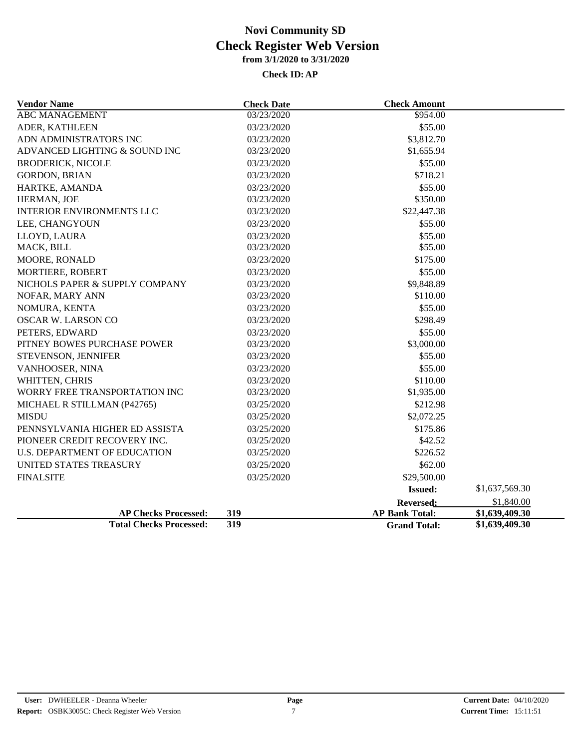# Novi Community SD

## Check Register Web Version

**from 3/1/2020 to 3/31/2020**

**Check ID: AP**

| Vendor Name | Check Date | Check Amount | |
|---|---|---|---|
| ABC MANAGEMENT | 03/23/2020 | $954.00 | |
| ADER, KATHLEEN | 03/23/2020 | $55.00 | |
| ADN ADMINISTRATORS INC | 03/23/2020 | $3,812.70 | |
| ADVANCED LIGHTING & SOUND INC | 03/23/2020 | $1,655.94 | |
| BRODERICK, NICOLE | 03/23/2020 | $55.00 | |
| GORDON, BRIAN | 03/23/2020 | $718.21 | |
| HARTKE, AMANDA | 03/23/2020 | $55.00 | |
| HERMAN, JOE | 03/23/2020 | $350.00 | |
| INTERIOR ENVIRONMENTS LLC | 03/23/2020 | $22,447.38 | |
| LEE, CHANGYOUN | 03/23/2020 | $55.00 | |
| LLOYD, LAURA | 03/23/2020 | $55.00 | |
| MACK, BILL | 03/23/2020 | $55.00 | |
| MOORE, RONALD | 03/23/2020 | $175.00 | |
| MORTIERE, ROBERT | 03/23/2020 | $55.00 | |
| NICHOLS PAPER & SUPPLY COMPANY | 03/23/2020 | $9,848.89 | |
| NOFAR, MARY ANN | 03/23/2020 | $110.00 | |
| NOMURA, KENTA | 03/23/2020 | $55.00 | |
| OSCAR W. LARSON CO | 03/23/2020 | $298.49 | |
| PETERS, EDWARD | 03/23/2020 | $55.00 | |
| PITNEY BOWES PURCHASE POWER | 03/23/2020 | $3,000.00 | |
| STEVENSON, JENNIFER | 03/23/2020 | $55.00 | |
| VANHOOSER, NINA | 03/23/2020 | $55.00 | |
| WHITTEN, CHRIS | 03/23/2020 | $110.00 | |
| WORRY FREE TRANSPORTATION INC | 03/23/2020 | $1,935.00 | |
| MICHAEL R STILLMAN (P42765) | 03/25/2020 | $212.98 | |
| MISDU | 03/25/2020 | $2,072.25 | |
| PENNSYLVANIA HIGHER ED ASSISTA | 03/25/2020 | $175.86 | |
| PIONEER CREDIT RECOVERY INC. | 03/25/2020 | $42.52 | |
| U.S. DEPARTMENT OF EDUCATION | 03/25/2020 | $226.52 | |
| UNITED STATES TREASURY | 03/25/2020 | $62.00 | |
| FINALSITE | 03/25/2020 | $29,500.00 | |
| | | **Issued:** | $1,637,569.30 |
| | | **Reversed:** | $1,840.00 |
| **AP Checks Processed:** | **319** | **AP Bank Total:** | **$1,639,409.30** |
| **Total Checks Processed:** | **319** | **Grand Total:** | **$1,639,409.30** |

**User:** DWHEELER - Deanna Wheeler
**Report:** OSBK3005C: Check Register Web Version
**Current Date:** 04/10/2020
**Current Time:** 15:11:51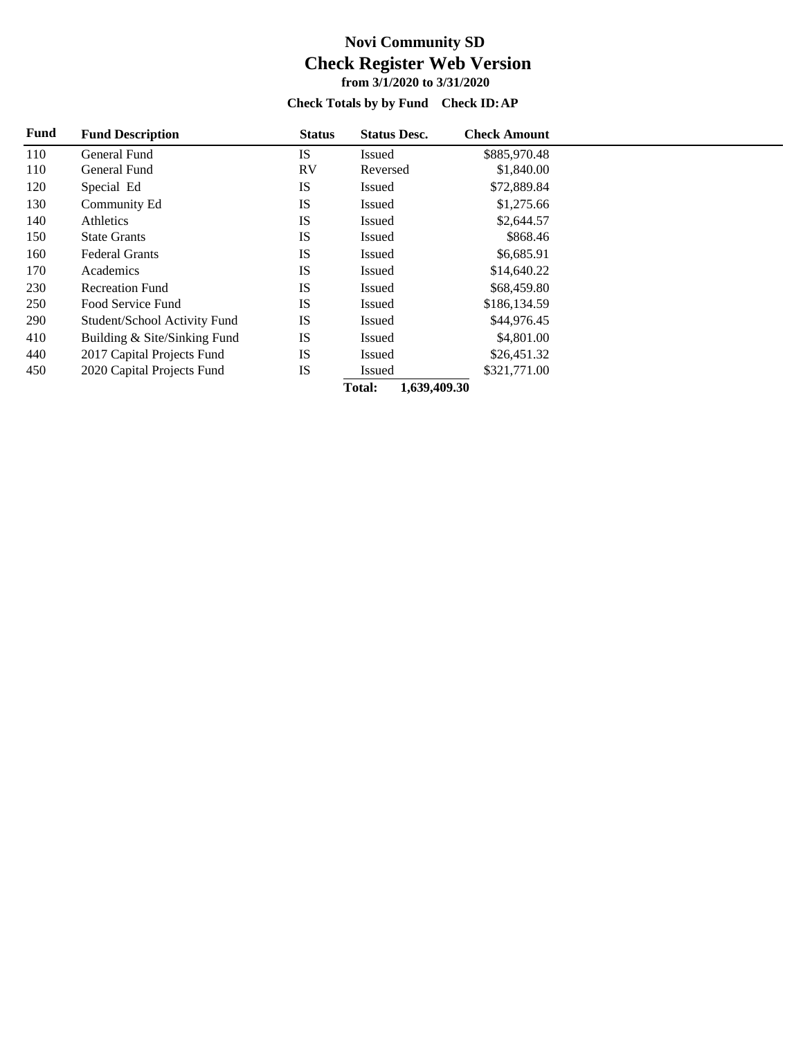# Novi Community SD

## Check Register Web Version

**from 3/1/2020 to 3/31/2020**

**Check Totals by by Fund Check ID: AP**

| Fund | Fund Description | Status | Status Desc. | Check Amount |
|---|---|---|---|---|
| 110 | General Fund | IS | Issued | $885,970.48 |
| 110 | General Fund | RV | Reversed | $1,840.00 |
| 120 | Special Ed | IS | Issued | $72,889.84 |
| 130 | Community Ed | IS | Issued | $1,275.66 |
| 140 | Athletics | IS | Issued | $2,644.57 |
| 150 | State Grants | IS | Issued | $868.46 |
| 160 | Federal Grants | IS | Issued | $6,685.91 |
| 170 | Academics | IS | Issued | $14,640.22 |
| 230 | Recreation Fund | IS | Issued | $68,459.80 |
| 250 | Food Service Fund | IS | Issued | $186,134.59 |
| 290 | Student/School Activity Fund | IS | Issued | $44,976.45 |
| 410 | Building & Site/Sinking Fund | IS | Issued | $4,801.00 |
| 440 | 2017 Capital Projects Fund | IS | Issued | $26,451.32 |
| 450 | 2020 Capital Projects Fund | IS | Issued | $321,771.00 |
| | | | **Total:** | **1,639,409.30** |